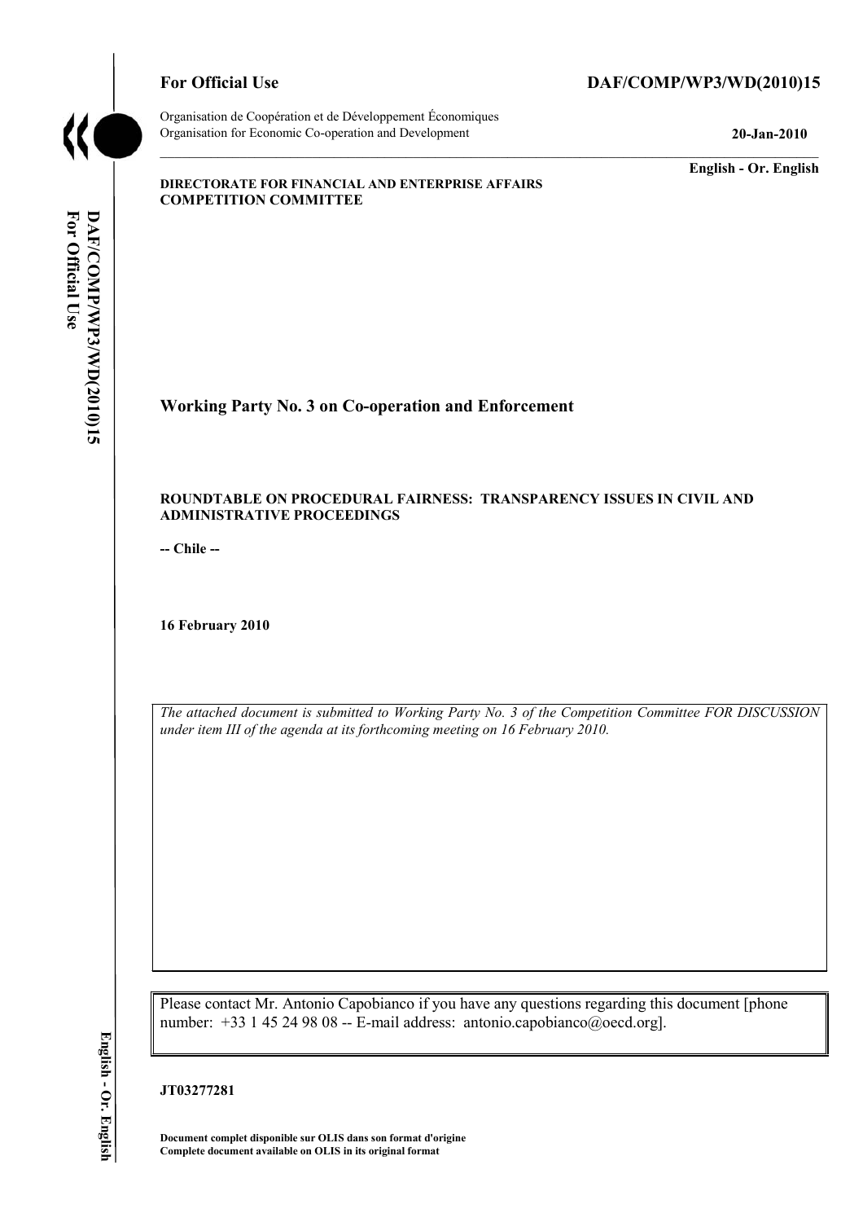**For Official Use** **DAF/COMP/WP3/WD(2010)15**

Organisation de Coopération et de Développement Économiques
Organisation for Economic Co-operation and Development **20-Jan-2010**

**English - Or. English**

**DIRECTORATE FOR FINANCIAL AND ENTERPRISE AFFAIRS**
**COMPETITION COMMITTEE**

## Working Party No. 3 on Co-operation and Enforcement

**ROUNDTABLE ON PROCEDURAL FAIRNESS: TRANSPARENCY ISSUES IN CIVIL AND ADMINISTRATIVE PROCEEDINGS**

**-- Chile --**

**16 February 2010**

*The attached document is submitted to Working Party No. 3 of the Competition Committee FOR DISCUSSION under item III of the agenda at its forthcoming meeting on 16 February 2010.*

Please contact Mr. Antonio Capobianco if you have any questions regarding this document [phone number: +33 1 45 24 98 08 -- E-mail address: antonio.capobianco@oecd.org].

**JT03277281**

**Document complet disponible sur OLIS dans son format d'origine**
**Complete document available on OLIS in its original format**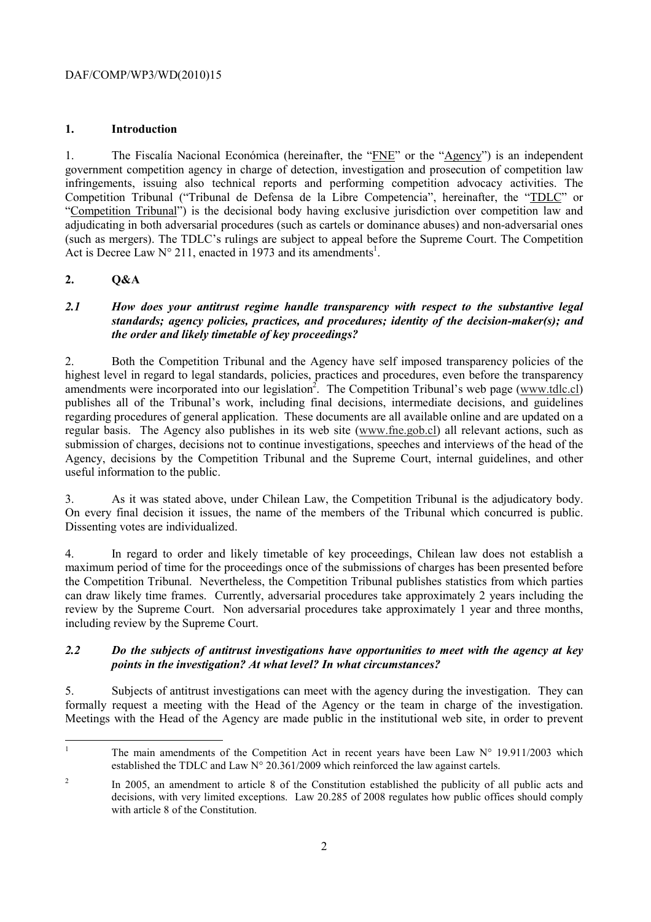## 1. Introduction

1. The Fiscalía Nacional Económica (hereinafter, the "FNE" or the "Agency") is an independent government competition agency in charge of detection, investigation and prosecution of competition law infringements, issuing also technical reports and performing competition advocacy activities. The Competition Tribunal ("Tribunal de Defensa de la Libre Competencia", hereinafter, the "TDLC" or "Competition Tribunal") is the decisional body having exclusive jurisdiction over competition law and adjudicating in both adversarial procedures (such as cartels or dominance abuses) and non-adversarial ones (such as mergers). The TDLC's rulings are subject to appeal before the Supreme Court. The Competition Act is Decree Law N° 211, enacted in 1973 and its amendments[1].

## 2. Q&A

### *2.1 How does your antitrust regime handle transparency with respect to the substantive legal standards; agency policies, practices, and procedures; identity of the decision-maker(s); and the order and likely timetable of key proceedings?*

2. Both the Competition Tribunal and the Agency have self imposed transparency policies of the highest level in regard to legal standards, policies, practices and procedures, even before the transparency amendments were incorporated into our legislation[2]. The Competition Tribunal's web page (www.tdlc.cl) publishes all of the Tribunal's work, including final decisions, intermediate decisions, and guidelines regarding procedures of general application. These documents are all available online and are updated on a regular basis. The Agency also publishes in its web site (www.fne.gob.cl) all relevant actions, such as submission of charges, decisions not to continue investigations, speeches and interviews of the head of the Agency, decisions by the Competition Tribunal and the Supreme Court, internal guidelines, and other useful information to the public.

3. As it was stated above, under Chilean Law, the Competition Tribunal is the adjudicatory body. On every final decision it issues, the name of the members of the Tribunal which concurred is public. Dissenting votes are individualized.

4. In regard to order and likely timetable of key proceedings, Chilean law does not establish a maximum period of time for the proceedings once of the submissions of charges has been presented before the Competition Tribunal. Nevertheless, the Competition Tribunal publishes statistics from which parties can draw likely time frames. Currently, adversarial procedures take approximately 2 years including the review by the Supreme Court. Non adversarial procedures take approximately 1 year and three months, including review by the Supreme Court.

### *2.2 Do the subjects of antitrust investigations have opportunities to meet with the agency at key points in the investigation? At what level? In what circumstances?*

5. Subjects of antitrust investigations can meet with the agency during the investigation. They can formally request a meeting with the Head of the Agency or the team in charge of the investigation. Meetings with the Head of the Agency are made public in the institutional web site, in order to prevent

---

[1] The main amendments of the Competition Act in recent years have been Law N° 19.911/2003 which established the TDLC and Law N° 20.361/2009 which reinforced the law against cartels.

[2] In 2005, an amendment to article 8 of the Constitution established the publicity of all public acts and decisions, with very limited exceptions. Law 20.285 of 2008 regulates how public offices should comply with article 8 of the Constitution.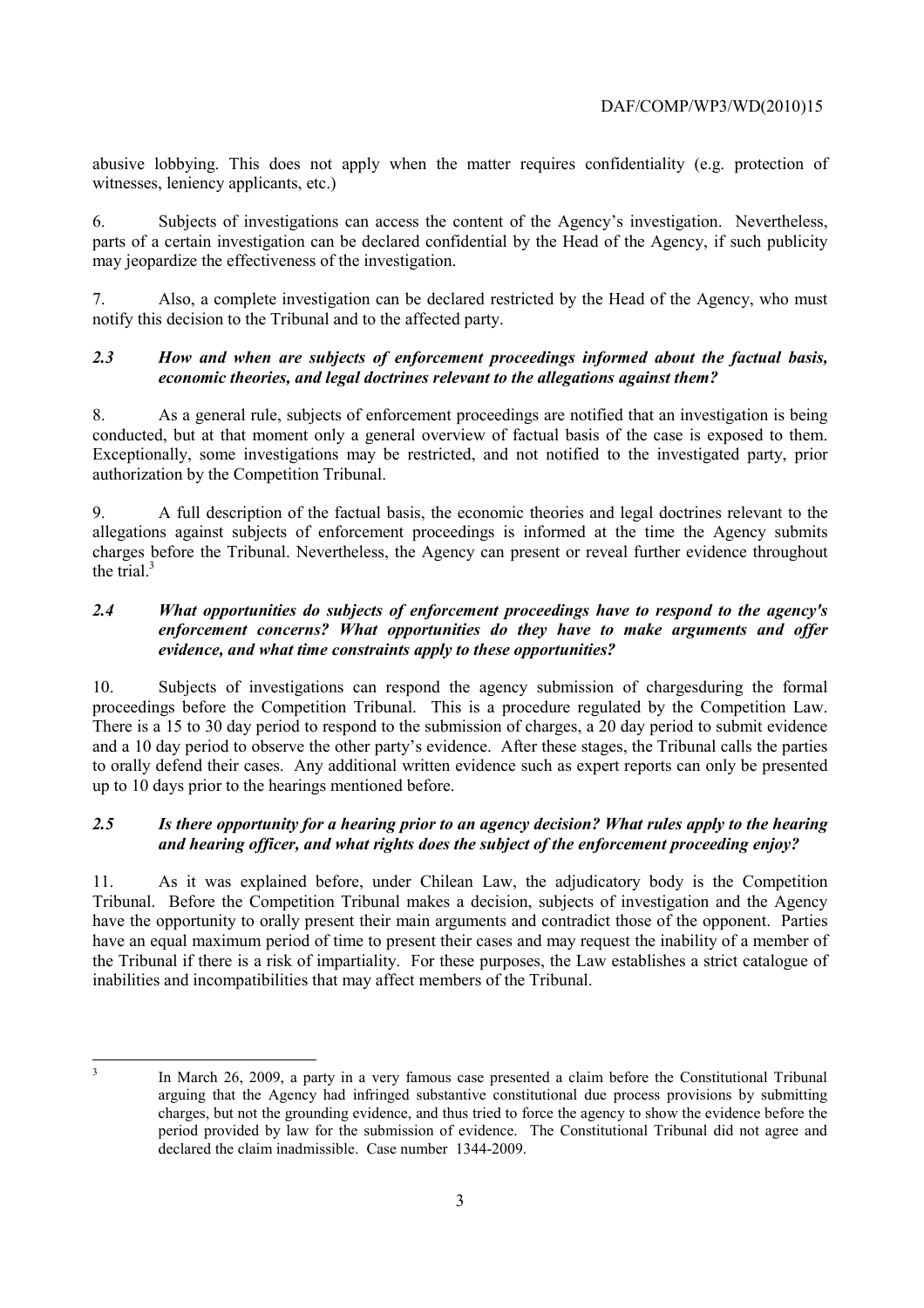abusive lobbying. This does not apply when the matter requires confidentiality (e.g. protection of witnesses, leniency applicants, etc.)

6. Subjects of investigations can access the content of the Agency's investigation. Nevertheless, parts of a certain investigation can be declared confidential by the Head of the Agency, if such publicity may jeopardize the effectiveness of the investigation.

7. Also, a complete investigation can be declared restricted by the Head of the Agency, who must notify this decision to the Tribunal and to the affected party.

### *2.3 How and when are subjects of enforcement proceedings informed about the factual basis, economic theories, and legal doctrines relevant to the allegations against them?*

8. As a general rule, subjects of enforcement proceedings are notified that an investigation is being conducted, but at that moment only a general overview of factual basis of the case is exposed to them. Exceptionally, some investigations may be restricted, and not notified to the investigated party, prior authorization by the Competition Tribunal.

9. A full description of the factual basis, the economic theories and legal doctrines relevant to the allegations against subjects of enforcement proceedings is informed at the time the Agency submits charges before the Tribunal. Nevertheless, the Agency can present or reveal further evidence throughout the trial.[3]

### *2.4 What opportunities do subjects of enforcement proceedings have to respond to the agency's enforcement concerns? What opportunities do they have to make arguments and offer evidence, and what time constraints apply to these opportunities?*

10. Subjects of investigations can respond the agency submission of chargesduring the formal proceedings before the Competition Tribunal. This is a procedure regulated by the Competition Law. There is a 15 to 30 day period to respond to the submission of charges, a 20 day period to submit evidence and a 10 day period to observe the other party's evidence. After these stages, the Tribunal calls the parties to orally defend their cases. Any additional written evidence such as expert reports can only be presented up to 10 days prior to the hearings mentioned before.

### *2.5 Is there opportunity for a hearing prior to an agency decision? What rules apply to the hearing and hearing officer, and what rights does the subject of the enforcement proceeding enjoy?*

11. As it was explained before, under Chilean Law, the adjudicatory body is the Competition Tribunal. Before the Competition Tribunal makes a decision, subjects of investigation and the Agency have the opportunity to orally present their main arguments and contradict those of the opponent. Parties have an equal maximum period of time to present their cases and may request the inability of a member of the Tribunal if there is a risk of impartiality. For these purposes, the Law establishes a strict catalogue of inabilities and incompatibilities that may affect members of the Tribunal.

---

[3] In March 26, 2009, a party in a very famous case presented a claim before the Constitutional Tribunal arguing that the Agency had infringed substantive constitutional due process provisions by submitting charges, but not the grounding evidence, and thus tried to force the agency to show the evidence before the period provided by law for the submission of evidence. The Constitutional Tribunal did not agree and declared the claim inadmissible. Case number 1344-2009.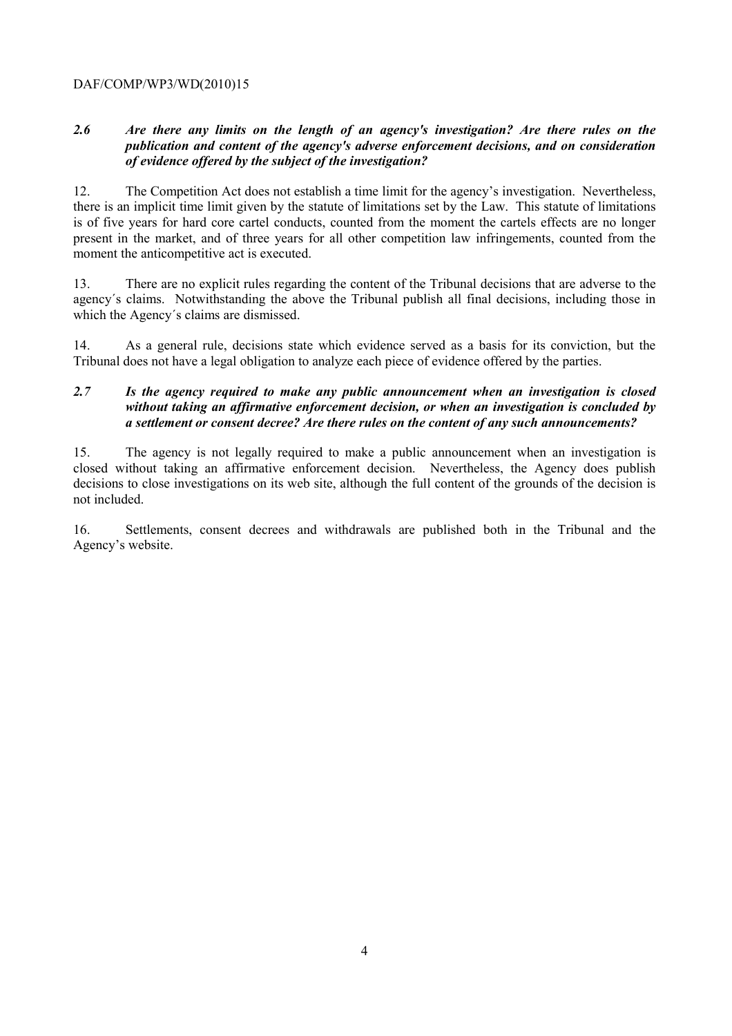### *2.6 Are there any limits on the length of an agency's investigation? Are there rules on the publication and content of the agency's adverse enforcement decisions, and on consideration of evidence offered by the subject of the investigation?*

12. The Competition Act does not establish a time limit for the agency's investigation. Nevertheless, there is an implicit time limit given by the statute of limitations set by the Law. This statute of limitations is of five years for hard core cartel conducts, counted from the moment the cartels effects are no longer present in the market, and of three years for all other competition law infringements, counted from the moment the anticompetitive act is executed.

13. There are no explicit rules regarding the content of the Tribunal decisions that are adverse to the agency´s claims. Notwithstanding the above the Tribunal publish all final decisions, including those in which the Agency´s claims are dismissed.

14. As a general rule, decisions state which evidence served as a basis for its conviction, but the Tribunal does not have a legal obligation to analyze each piece of evidence offered by the parties.

### *2.7 Is the agency required to make any public announcement when an investigation is closed without taking an affirmative enforcement decision, or when an investigation is concluded by a settlement or consent decree? Are there rules on the content of any such announcements?*

15. The agency is not legally required to make a public announcement when an investigation is closed without taking an affirmative enforcement decision. Nevertheless, the Agency does publish decisions to close investigations on its web site, although the full content of the grounds of the decision is not included.

16. Settlements, consent decrees and withdrawals are published both in the Tribunal and the Agency's website.